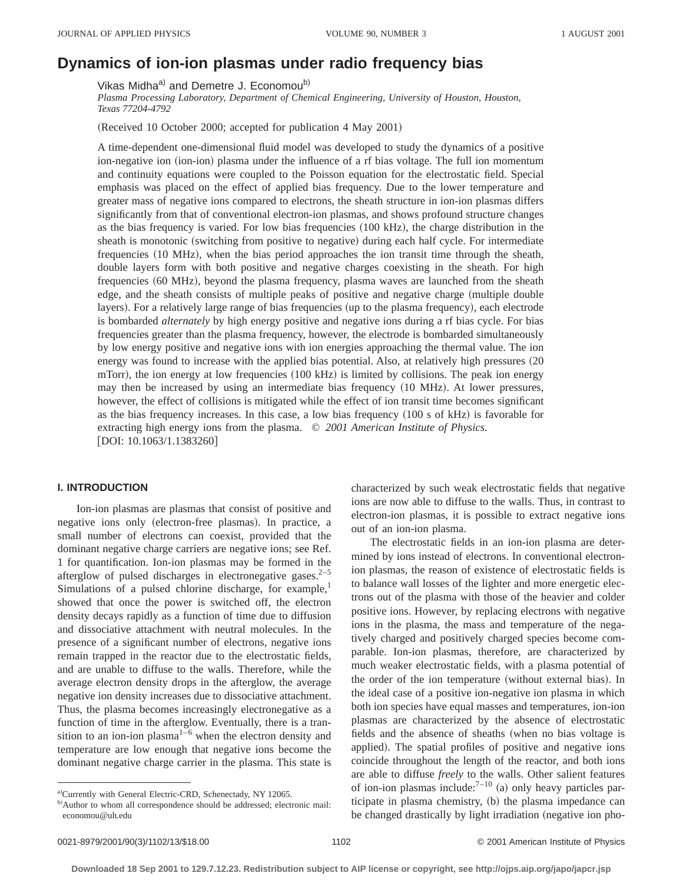# Dynamics of ion-ion plasmas under radio frequency bias

Vikas Midha[a] and Demetre J. Economou[b]

*Plasma Processing Laboratory, Department of Chemical Engineering, University of Houston, Houston, Texas 77204-4792*

(Received 10 October 2000; accepted for publication 4 May 2001)

A time-dependent one-dimensional fluid model was developed to study the dynamics of a positive ion-negative ion (ion-ion) plasma under the influence of a rf bias voltage. The full ion momentum and continuity equations were coupled to the Poisson equation for the electrostatic field. Special emphasis was placed on the effect of applied bias frequency. Due to the lower temperature and greater mass of negative ions compared to electrons, the sheath structure in ion-ion plasmas differs significantly from that of conventional electron-ion plasmas, and shows profound structure changes as the bias frequency is varied. For low bias frequencies (100 kHz), the charge distribution in the sheath is monotonic (switching from positive to negative) during each half cycle. For intermediate frequencies (10 MHz), when the bias period approaches the ion transit time through the sheath, double layers form with both positive and negative charges coexisting in the sheath. For high frequencies (60 MHz), beyond the plasma frequency, plasma waves are launched from the sheath edge, and the sheath consists of multiple peaks of positive and negative charge (multiple double layers). For a relatively large range of bias frequencies (up to the plasma frequency), each electrode is bombarded *alternately* by high energy positive and negative ions during a rf bias cycle. For bias frequencies greater than the plasma frequency, however, the electrode is bombarded simultaneously by low energy positive and negative ions with ion energies approaching the thermal value. The ion energy was found to increase with the applied bias potential. Also, at relatively high pressures (20 mTorr), the ion energy at low frequencies (100 kHz) is limited by collisions. The peak ion energy may then be increased by using an intermediate bias frequency (10 MHz). At lower pressures, however, the effect of collisions is mitigated while the effect of ion transit time becomes significant as the bias frequency increases. In this case, a low bias frequency (100 s of kHz) is favorable for extracting high energy ions from the plasma. © *2001 American Institute of Physics.* [DOI: 10.1063/1.1383260]

## I. INTRODUCTION

Ion-ion plasmas are plasmas that consist of positive and negative ions only (electron-free plasmas). In practice, a small number of electrons can coexist, provided that the dominant negative charge carriers are negative ions; see Ref. 1 for quantification. Ion-ion plasmas may be formed in the afterglow of pulsed discharges in electronegative gases.[2–5] Simulations of a pulsed chlorine discharge, for example,[1] showed that once the power is switched off, the electron density decays rapidly as a function of time due to diffusion and dissociative attachment with neutral molecules. In the presence of a significant number of electrons, negative ions remain trapped in the reactor due to the electrostatic fields, and are unable to diffuse to the walls. Therefore, while the average electron density drops in the afterglow, the average negative ion density increases due to dissociative attachment. Thus, the plasma becomes increasingly electronegative as a function of time in the afterglow. Eventually, there is a transition to an ion-ion plasma[1–6] when the electron density and temperature are low enough that negative ions become the dominant negative charge carrier in the plasma. This state is characterized by such weak electrostatic fields that negative ions are now able to diffuse to the walls. Thus, in contrast to electron-ion plasmas, it is possible to extract negative ions out of an ion-ion plasma.

The electrostatic fields in an ion-ion plasma are determined by ions instead of electrons. In conventional electron-ion plasmas, the reason of existence of electrostatic fields is to balance wall losses of the lighter and more energetic electrons out of the plasma with those of the heavier and colder positive ions. However, by replacing electrons with negative ions in the plasma, the mass and temperature of the negatively charged and positively charged species become comparable. Ion-ion plasmas, therefore, are characterized by much weaker electrostatic fields, with a plasma potential of the order of the ion temperature (without external bias). In the ideal case of a positive ion-negative ion plasma in which both ion species have equal masses and temperatures, ion-ion plasmas are characterized by the absence of electrostatic fields and the absence of sheaths (when no bias voltage is applied). The spatial profiles of positive and negative ions coincide throughout the length of the reactor, and both ions are able to diffuse *freely* to the walls. Other salient features of ion-ion plasmas include:[7–10] (a) only heavy particles participate in plasma chemistry, (b) the plasma impedance can be changed drastically by light irradiation (negative ion pho-

[a]Currently with General Electric-CRD, Schenectady, NY 12065.

[b]Author to whom all correspondence should be addressed; electronic mail: economou@uh.edu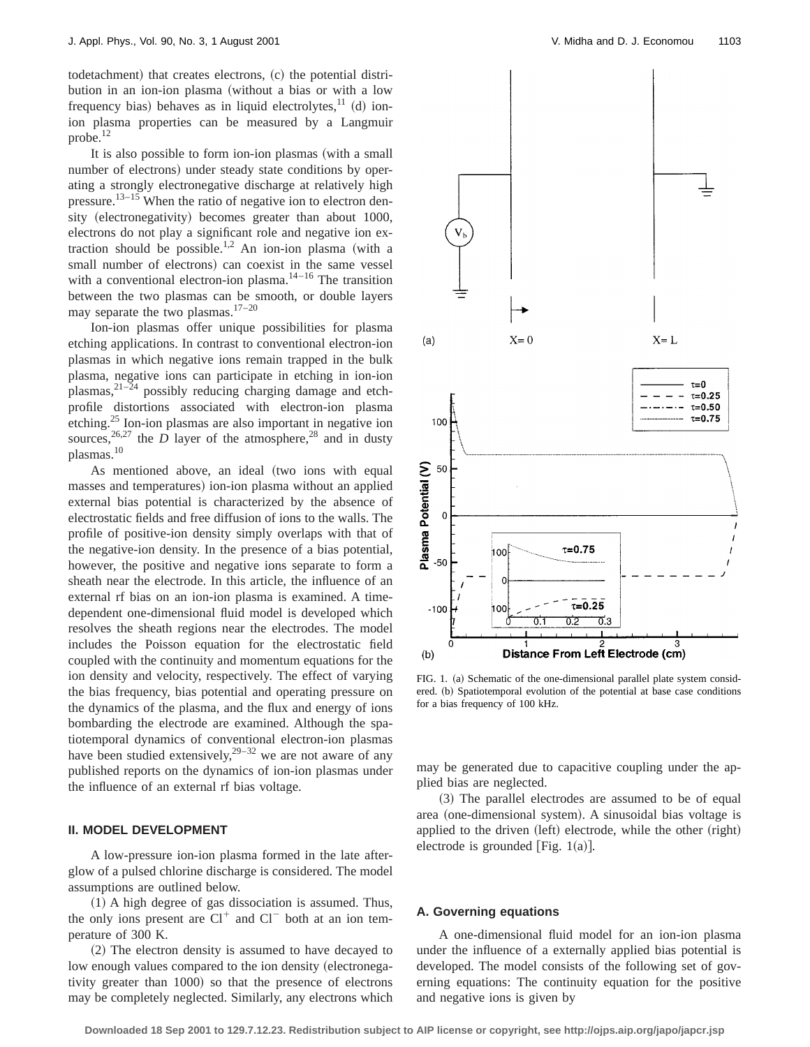todetachment) that creates electrons, (c) the potential distribution in an ion-ion plasma (without a bias or with a low frequency bias) behaves as in liquid electrolytes,[11] (d) ion-ion plasma properties can be measured by a Langmuir probe.[12]

It is also possible to form ion-ion plasmas (with a small number of electrons) under steady state conditions by operating a strongly electronegative discharge at relatively high pressure.[13–15] When the ratio of negative ion to electron density (electronegativity) becomes greater than about 1000, electrons do not play a significant role and negative ion extraction should be possible.[1,2] An ion-ion plasma (with a small number of electrons) can coexist in the same vessel with a conventional electron-ion plasma.[14–16] The transition between the two plasmas can be smooth, or double layers may separate the two plasmas.[17–20]

Ion-ion plasmas offer unique possibilities for plasma etching applications. In contrast to conventional electron-ion plasmas in which negative ions remain trapped in the bulk plasma, negative ions can participate in etching in ion-ion plasmas,[21–24] possibly reducing charging damage and etch-profile distortions associated with electron-ion plasma etching.[25] Ion-ion plasmas are also important in negative ion sources,[26,27] the *D* layer of the atmosphere,[28] and in dusty plasmas.[10]

As mentioned above, an ideal (two ions with equal masses and temperatures) ion-ion plasma without an applied external bias potential is characterized by the absence of electrostatic fields and free diffusion of ions to the walls. The profile of positive-ion density simply overlaps with that of the negative-ion density. In the presence of a bias potential, however, the positive and negative ions separate to form a sheath near the electrode. In this article, the influence of an external rf bias on an ion-ion plasma is examined. A time-dependent one-dimensional fluid model is developed which resolves the sheath regions near the electrodes. The model includes the Poisson equation for the electrostatic field coupled with the continuity and momentum equations for the ion density and velocity, respectively. The effect of varying the bias frequency, bias potential and operating pressure on the dynamics of the plasma, and the flux and energy of ions bombarding the electrode are examined. Although the spatiotemporal dynamics of conventional electron-ion plasmas have been studied extensively,[29–32] we are not aware of any published reports on the dynamics of ion-ion plasmas under the influence of an external rf bias voltage.

## II. MODEL DEVELOPMENT

A low-pressure ion-ion plasma formed in the late afterglow of a pulsed chlorine discharge is considered. The model assumptions are outlined below.

(1) A high degree of gas dissociation is assumed. Thus, the only ions present are $Cl^+$ and $Cl^-$ both at an ion temperature of 300 K.

(2) The electron density is assumed to have decayed to low enough values compared to the ion density (electronegativity greater than 1000) so that the presence of electrons may be completely neglected. Similarly, any electrons which may be generated due to capacitive coupling under the applied bias are neglected.

(3) The parallel electrodes are assumed to be of equal area (one-dimensional system). A sinusoidal bias voltage is applied to the driven (left) electrode, while the other (right) electrode is grounded [Fig. 1(a)].

FIG. 1. (a) Schematic of the one-dimensional parallel plate system considered. (b) Spatiotemporal evolution of the potential at base case conditions for a bias frequency of 100 kHz.

### A. Governing equations

A one-dimensional fluid model for an ion-ion plasma under the influence of a externally applied bias potential is developed. The model consists of the following set of governing equations: The continuity equation for the positive and negative ions is given by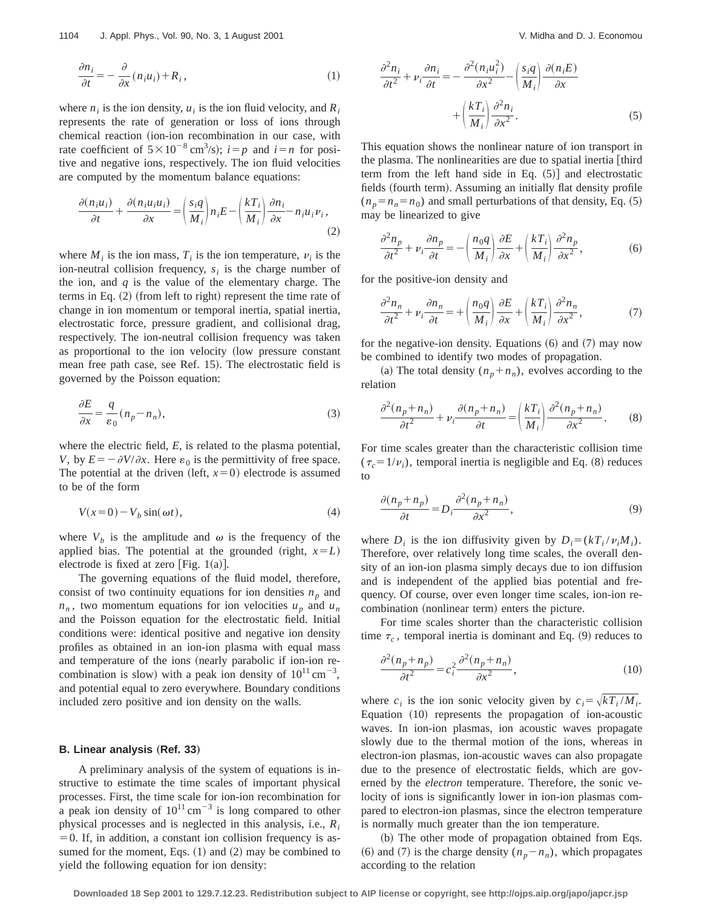$$\frac{\partial n_i}{\partial t} = -\frac{\partial}{\partial x}(n_i u_i) + R_i, \tag{1}$$

where $n_i$ is the ion density, $u_i$ is the ion fluid velocity, and $R_i$ represents the rate of generation or loss of ions through chemical reaction (ion-ion recombination in our case, with rate coefficient of $5\times10^{-8}\,\text{cm}^3/\text{s}$); $i=p$ and $i=n$ for positive and negative ions, respectively. The ion fluid velocities are computed by the momentum balance equations:

$$\frac{\partial(n_i u_i)}{\partial t} + \frac{\partial(n_i u_i u_i)}{\partial x} = \left(\frac{s_i q}{M_i}\right) n_i E - \left(\frac{kT_i}{M_i}\right)\frac{\partial n_i}{\partial x} - n_i u_i \nu_i, \tag{2}$$

where $M_i$ is the ion mass, $T_i$ is the ion temperature, $\nu_i$ is the ion-neutral collision frequency, $s_i$ is the charge number of the ion, and $q$ is the value of the elementary charge. The terms in Eq. (2) (from left to right) represent the time rate of change in ion momentum or temporal inertia, spatial inertia, electrostatic force, pressure gradient, and collisional drag, respectively. The ion-neutral collision frequency was taken as proportional to the ion velocity (low pressure constant mean free path case, see Ref. 15). The electrostatic field is governed by the Poisson equation:

$$\frac{\partial E}{\partial x} = \frac{q}{\varepsilon_0}(n_p - n_n), \tag{3}$$

where the electric field, $E$, is related to the plasma potential, $V$, by $E=-\partial V/\partial x$. Here $\varepsilon_0$ is the permittivity of free space. The potential at the driven (left, $x=0$) electrode is assumed to be of the form

$$V(x=0) - V_b \sin(\omega t), \tag{4}$$

where $V_b$ is the amplitude and $\omega$ is the frequency of the applied bias. The potential at the grounded (right, $x=L$) electrode is fixed at zero [Fig. 1(a)].

The governing equations of the fluid model, therefore, consist of two continuity equations for ion densities $n_p$ and $n_n$, two momentum equations for ion velocities $u_p$ and $u_n$ and the Poisson equation for the electrostatic field. Initial conditions were: identical positive and negative ion density profiles as obtained in an ion-ion plasma with equal mass and temperature of the ions (nearly parabolic if ion-ion recombination is slow) with a peak ion density of $10^{11}\,\text{cm}^{-3}$, and potential equal to zero everywhere. Boundary conditions included zero positive and ion density on the walls.

### B. Linear analysis (Ref. 33)

A preliminary analysis of the system of equations is instructive to estimate the time scales of important physical processes. First, the time scale for ion-ion recombination for a peak ion density of $10^{11}\,\text{cm}^{-3}$ is long compared to other physical processes and is neglected in this analysis, i.e., $R_i=0$. If, in addition, a constant ion collision frequency is assumed for the moment, Eqs. (1) and (2) may be combined to yield the following equation for ion density:

$$\frac{\partial^2 n_i}{\partial t^2} + \nu_i \frac{\partial n_i}{\partial t} = -\frac{\partial^2(n_i u_i^2)}{\partial x^2} - \left(\frac{s_i q}{M_i}\right)\frac{\partial(n_i E)}{\partial x} + \left(\frac{kT_i}{M_i}\right)\frac{\partial^2 n_i}{\partial x^2}. \tag{5}$$

This equation shows the nonlinear nature of ion transport in the plasma. The nonlinearities are due to spatial inertia [third term from the left hand side in Eq. (5)] and electrostatic fields (fourth term). Assuming an initially flat density profile ($n_p=n_n=n_0$) and small perturbations of that density, Eq. (5) may be linearized to give

$$\frac{\partial^2 n_p}{\partial t^2} + \nu_i \frac{\partial n_p}{\partial t} = -\left(\frac{n_0 q}{M_i}\right)\frac{\partial E}{\partial x} + \left(\frac{kT_i}{M_i}\right)\frac{\partial^2 n_p}{\partial x^2}, \tag{6}$$

for the positive-ion density and

$$\frac{\partial^2 n_n}{\partial t^2} + \nu_i \frac{\partial n_n}{\partial t} = +\left(\frac{n_0 q}{M_i}\right)\frac{\partial E}{\partial x} + \left(\frac{kT_i}{M_i}\right)\frac{\partial^2 n_n}{\partial x^2}, \tag{7}$$

for the negative-ion density. Equations (6) and (7) may now be combined to identify two modes of propagation.

(a) The total density $(n_p+n_n)$, evolves according to the relation

$$\frac{\partial^2(n_p+n_n)}{\partial t^2} + \nu_i \frac{\partial(n_p+n_n)}{\partial t} = \left(\frac{kT_i}{M_i}\right)\frac{\partial^2(n_p+n_n)}{\partial x^2}. \tag{8}$$

For time scales greater than the characteristic collision time ($\tau_c=1/\nu_i$), temporal inertia is negligible and Eq. (8) reduces to

$$\frac{\partial(n_p+n_p)}{\partial t} = D_i \frac{\partial^2(n_p+n_n)}{\partial x^2}, \tag{9}$$

where $D_i$ is the ion diffusivity given by $D_i=(kT_i/\nu_i M_i)$. Therefore, over relatively long time scales, the overall density of an ion-ion plasma simply decays due to ion diffusion and is independent of the applied bias potential and frequency. Of course, over even longer time scales, ion-ion recombination (nonlinear term) enters the picture.

For time scales shorter than the characteristic collision time $\tau_c$, temporal inertia is dominant and Eq. (9) reduces to

$$\frac{\partial^2(n_p+n_p)}{\partial t^2} = c_i^2 \frac{\partial^2(n_p+n_n)}{\partial x^2}, \tag{10}$$

where $c_i$ is the ion sonic velocity given by $c_i=\sqrt{kT_i/M_i}$. Equation (10) represents the propagation of ion-acoustic waves. In ion-ion plasmas, ion acoustic waves propagate slowly due to the thermal motion of the ions, whereas in electron-ion plasmas, ion-acoustic waves can also propagate due to the presence of electrostatic fields, which are governed by the *electron* temperature. Therefore, the sonic velocity of ions is significantly lower in ion-ion plasmas compared to electron-ion plasmas, since the electron temperature is normally much greater than the ion temperature.

(b) The other mode of propagation obtained from Eqs. (6) and (7) is the charge density $(n_p-n_n)$, which propagates according to the relation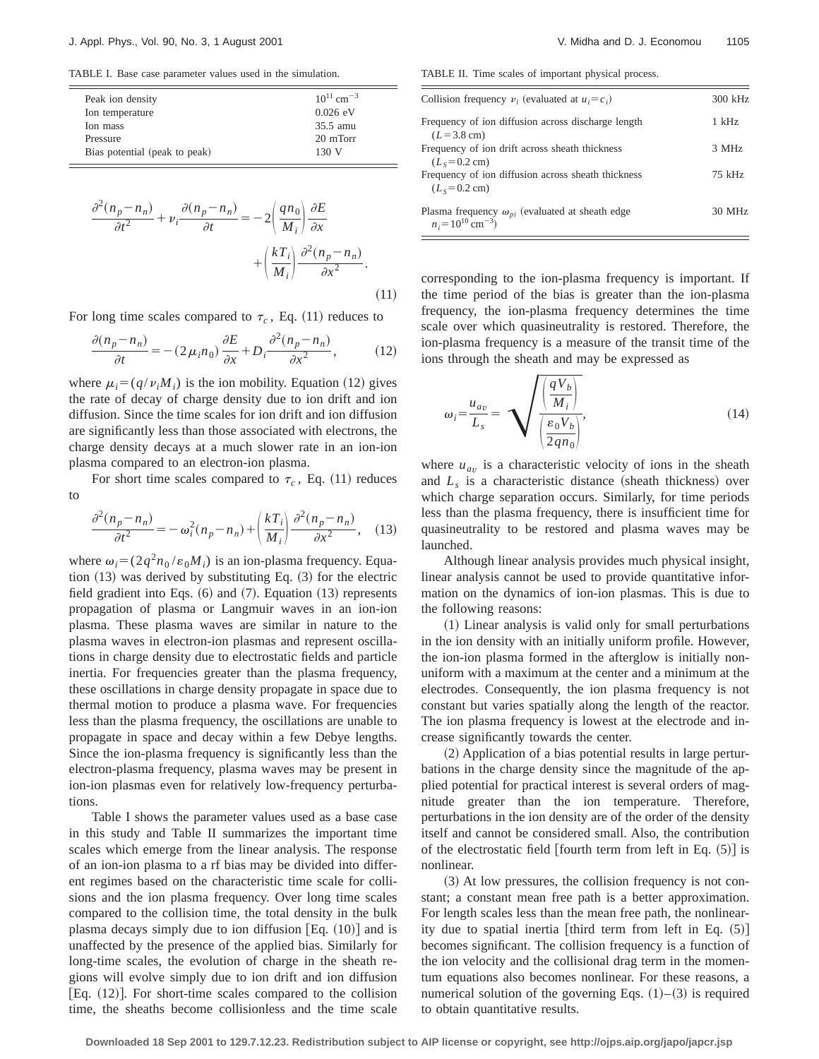TABLE I. Base case parameter values used in the simulation.

| | |
|---|---|
| Peak ion density | $10^{11}$ cm$^{-3}$ |
| Ion temperature | 0.026 eV |
| Ion mass | 35.5 amu |
| Pressure | 20 mTorr |
| Bias potential (peak to peak) | 130 V |

$$\frac{\partial^2(n_p-n_n)}{\partial t^2}+\nu_i\frac{\partial(n_p-n_n)}{\partial t}=-2\left(\frac{qn_0}{M_i}\right)\frac{\partial E}{\partial x}+\left(\frac{kT_i}{M_i}\right)\frac{\partial^2(n_p-n_n)}{\partial x^2}. \tag{11}$$

For long time scales compared to $\tau_c$, Eq. (11) reduces to

$$\frac{\partial(n_p-n_n)}{\partial t}=-(2\mu_i n_0)\frac{\partial E}{\partial x}+D_i\frac{\partial^2(n_p-n_n)}{\partial x^2}, \tag{12}$$

where $\mu_i=(q/\nu_i M_i)$ is the ion mobility. Equation (12) gives the rate of decay of charge density due to ion drift and ion diffusion. Since the time scales for ion drift and ion diffusion are significantly less than those associated with electrons, the charge density decays at a much slower rate in an ion-ion plasma compared to an electron-ion plasma.

For short time scales compared to $\tau_c$, Eq. (11) reduces to

$$\frac{\partial^2(n_p-n_n)}{\partial t^2}=-\omega_i^2(n_p-n_n)+\left(\frac{kT_i}{M_i}\right)\frac{\partial^2(n_p-n_n)}{\partial x^2}, \tag{13}$$

where $\omega_i=(2q^2n_0/\varepsilon_0 M_i)$ is an ion-plasma frequency. Equation (13) was derived by substituting Eq. (3) for the electric field gradient into Eqs. (6) and (7). Equation (13) represents propagation of plasma or Langmuir waves in an ion-ion plasma. These plasma waves are similar in nature to the plasma waves in electron-ion plasmas and represent oscillations in charge density due to electrostatic fields and particle inertia. For frequencies greater than the plasma frequency, these oscillations in charge density propagate in space due to thermal motion to produce a plasma wave. For frequencies less than the plasma frequency, the oscillations are unable to propagate in space and decay within a few Debye lengths. Since the ion-plasma frequency is significantly less than the electron-plasma frequency, plasma waves may be present in ion-ion plasmas even for relatively low-frequency perturbations.

Table I shows the parameter values used as a base case in this study and Table II summarizes the important time scales which emerge from the linear analysis. The response of an ion-ion plasma to a rf bias may be divided into different regimes based on the characteristic time scale for collisions and the ion plasma frequency. Over long time scales compared to the collision time, the total density in the bulk plasma decays simply due to ion diffusion [Eq. (10)] and is unaffected by the presence of the applied bias. Similarly for long-time scales, the evolution of charge in the sheath regions will evolve simply due to ion drift and ion diffusion [Eq. (12)]. For short-time scales compared to the collision time, the sheaths become collisionless and the time scale corresponding to the ion-plasma frequency is important. If the time period of the bias is greater than the ion-plasma frequency, the ion-plasma frequency determines the time scale over which quasineutrality is restored. Therefore, the ion-plasma frequency is a measure of the transit time of the ions through the sheath and may be expressed as

TABLE II. Time scales of important physical process.

| | |
|---|---|
| Collision frequency $\nu_i$ (evaluated at $u_i=c_i$) | 300 kHz |
| Frequency of ion diffusion across discharge length ($L=3.8$ cm) | 1 kHz |
| Frequency of ion drift across sheath thickness ($L_S=0.2$ cm) | 3 MHz |
| Frequency of ion diffusion across sheath thickness ($L_S=0.2$ cm) | 75 kHz |
| Plasma frequency $\omega_{pi}$ (evaluated at sheath edge $n_i=10^{10}$ cm$^{-3}$) | 30 MHz |

$$\omega_i=\frac{u_{av}}{L_s}=\sqrt{\frac{\left(\frac{qV_b}{M_i}\right)}{\left(\frac{\varepsilon_0 V_b}{2qn_0}\right)}}, \tag{14}$$

where $u_{av}$ is a characteristic velocity of ions in the sheath and $L_s$ is a characteristic distance (sheath thickness) over which charge separation occurs. Similarly, for time periods less than the plasma frequency, there is insufficient time for quasineutrality to be restored and plasma waves may be launched.

Although linear analysis provides much physical insight, linear analysis cannot be used to provide quantitative information on the dynamics of ion-ion plasmas. This is due to the following reasons:

(1) Linear analysis is valid only for small perturbations in the ion density with an initially uniform profile. However, the ion-ion plasma formed in the afterglow is initially nonuniform with a maximum at the center and a minimum at the electrodes. Consequently, the ion plasma frequency is not constant but varies spatially along the length of the reactor. The ion plasma frequency is lowest at the electrode and increase significantly towards the center.

(2) Application of a bias potential results in large perturbations in the charge density since the magnitude of the applied potential for practical interest is several orders of magnitude greater than the ion temperature. Therefore, perturbations in the ion density are of the order of the density itself and cannot be considered small. Also, the contribution of the electrostatic field [fourth term from left in Eq. (5)] is nonlinear.

(3) At low pressures, the collision frequency is not constant; a constant mean free path is a better approximation. For length scales less than the mean free path, the nonlinearity due to spatial inertia [third term from left in Eq. (5)] becomes significant. The collision frequency is a function of the ion velocity and the collisional drag term in the momentum equations also becomes nonlinear. For these reasons, a numerical solution of the governing Eqs. (1)–(3) is required to obtain quantitative results.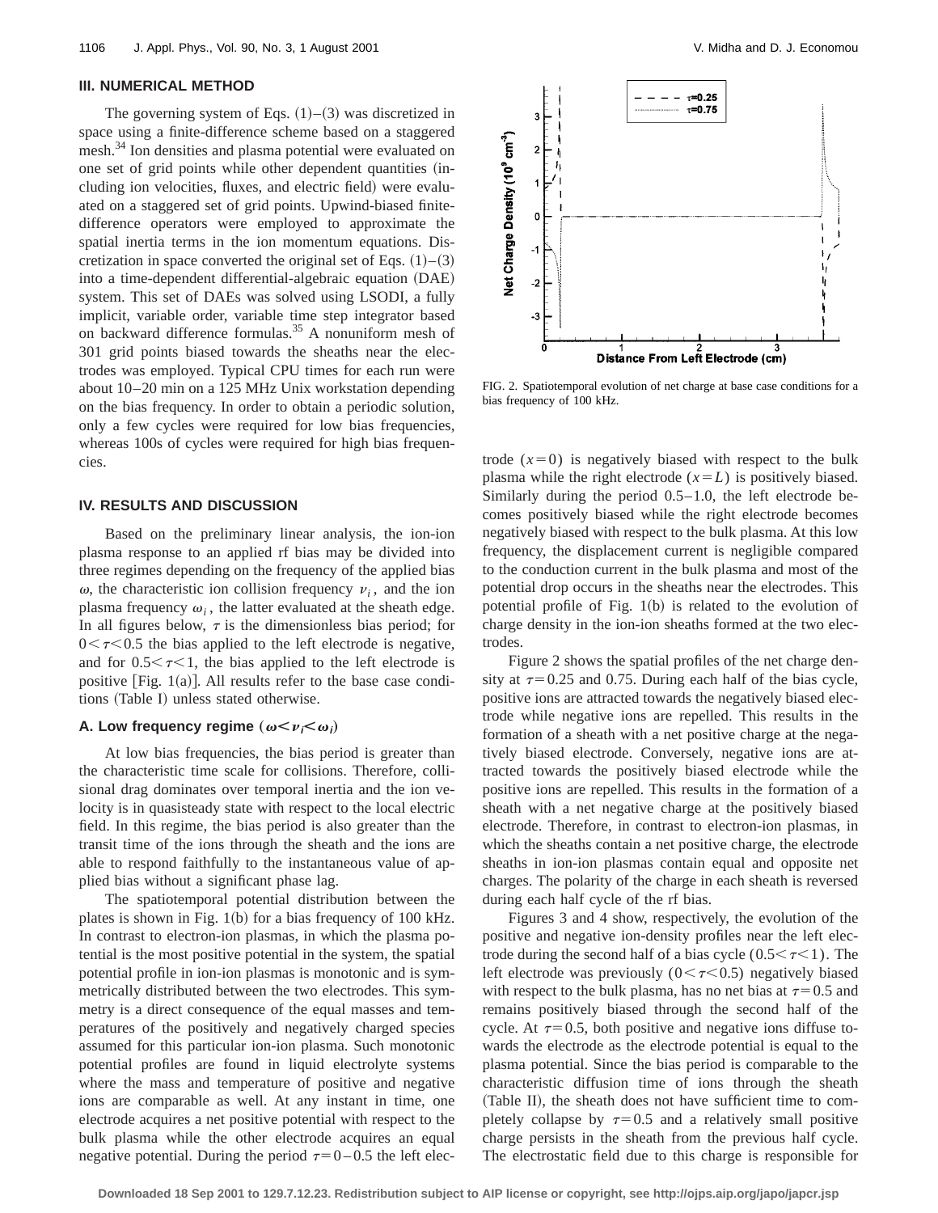## III. NUMERICAL METHOD

The governing system of Eqs. (1)–(3) was discretized in space using a finite-difference scheme based on a staggered mesh.[34] Ion densities and plasma potential were evaluated on one set of grid points while other dependent quantities (including ion velocities, fluxes, and electric field) were evaluated on a staggered set of grid points. Upwind-biased finite-difference operators were employed to approximate the spatial inertia terms in the ion momentum equations. Discretization in space converted the original set of Eqs. (1)–(3) into a time-dependent differential-algebraic equation (DAE) system. This set of DAEs was solved using LSODI, a fully implicit, variable order, variable time step integrator based on backward difference formulas.[35] A nonuniform mesh of 301 grid points biased towards the sheaths near the electrodes was employed. Typical CPU times for each run were about 10–20 min on a 125 MHz Unix workstation depending on the bias frequency. In order to obtain a periodic solution, only a few cycles were required for low bias frequencies, whereas 100s of cycles were required for high bias frequencies.

## IV. RESULTS AND DISCUSSION

Based on the preliminary linear analysis, the ion-ion plasma response to an applied rf bias may be divided into three regimes depending on the frequency of the applied bias $\omega$, the characteristic ion collision frequency $\nu_i$, and the ion plasma frequency $\omega_i$, the latter evaluated at the sheath edge. In all figures below, $\tau$ is the dimensionless bias period; for $0<\tau<0.5$ the bias applied to the left electrode is negative, and for $0.5<\tau<1$, the bias applied to the left electrode is positive [Fig. 1(a)]. All results refer to the base case conditions (Table I) unless stated otherwise.

### A. Low frequency regime ($\omega<\nu_i<\omega_i$)

At low bias frequencies, the bias period is greater than the characteristic time scale for collisions. Therefore, collisional drag dominates over temporal inertia and the ion velocity is in quasisteady state with respect to the local electric field. In this regime, the bias period is also greater than the transit time of the ions through the sheath and the ions are able to respond faithfully to the instantaneous value of applied bias without a significant phase lag.

The spatiotemporal potential distribution between the plates is shown in Fig. 1(b) for a bias frequency of 100 kHz. In contrast to electron-ion plasmas, in which the plasma potential is the most positive potential in the system, the spatial potential profile in ion-ion plasmas is monotonic and is symmetrically distributed between the two electrodes. This symmetry is a direct consequence of the equal masses and temperatures of the positively and negatively charged species assumed for this particular ion-ion plasma. Such monotonic potential profiles are found in liquid electrolyte systems where the mass and temperature of positive and negative ions are comparable as well. At any instant in time, one electrode acquires a net positive potential with respect to the bulk plasma while the other electrode acquires an equal negative potential. During the period $\tau=0-0.5$ the left electrode $(x=0)$ is negatively biased with respect to the bulk plasma while the right electrode $(x=L)$ is positively biased. Similarly during the period 0.5–1.0, the left electrode becomes positively biased while the right electrode becomes negatively biased with respect to the bulk plasma. At this low frequency, the displacement current is negligible compared to the conduction current in the bulk plasma and most of the potential drop occurs in the sheaths near the electrodes. This potential profile of Fig. 1(b) is related to the evolution of charge density in the ion-ion sheaths formed at the two electrodes.

FIG. 2. Spatiotemporal evolution of net charge at base case conditions for a bias frequency of 100 kHz.

Figure 2 shows the spatial profiles of the net charge density at $\tau=0.25$ and 0.75. During each half of the bias cycle, positive ions are attracted towards the negatively biased electrode while negative ions are repelled. This results in the formation of a sheath with a net positive charge at the negatively biased electrode. Conversely, negative ions are attracted towards the positively biased electrode while the positive ions are repelled. This results in the formation of a sheath with a net negative charge at the positively biased electrode. Therefore, in contrast to electron-ion plasmas, in which the sheaths contain a net positive charge, the electrode sheaths in ion-ion plasmas contain equal and opposite net charges. The polarity of the charge in each sheath is reversed during each half cycle of the rf bias.

Figures 3 and 4 show, respectively, the evolution of the positive and negative ion-density profiles near the left electrode during the second half of a bias cycle $(0.5<\tau<1)$. The left electrode was previously $(0<\tau<0.5)$ negatively biased with respect to the bulk plasma, has no net bias at $\tau=0.5$ and remains positively biased through the second half of the cycle. At $\tau=0.5$, both positive and negative ions diffuse towards the electrode as the electrode potential is equal to the plasma potential. Since the bias period is comparable to the characteristic diffusion time of ions through the sheath (Table II), the sheath does not have sufficient time to completely collapse by $\tau=0.5$ and a relatively small positive charge persists in the sheath from the previous half cycle. The electrostatic field due to this charge is responsible for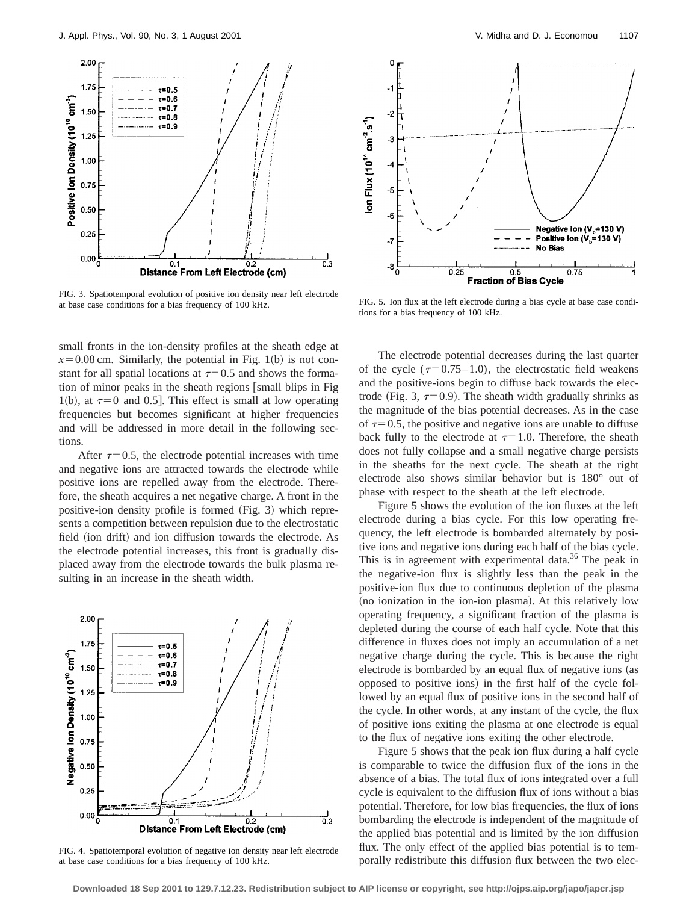FIG. 3. Spatiotemporal evolution of positive ion density near left electrode at base case conditions for a bias frequency of 100 kHz.

FIG. 4. Spatiotemporal evolution of negative ion density near left electrode at base case conditions for a bias frequency of 100 kHz.

small fronts in the ion-density profiles at the sheath edge at $x=0.08$ cm. Similarly, the potential in Fig. 1(b) is not constant for all spatial locations at $\tau=0.5$ and shows the formation of minor peaks in the sheath regions [small blips in Fig 1(b), at $\tau=0$ and 0.5]. This effect is small at low operating frequencies but becomes significant at higher frequencies and will be addressed in more detail in the following sections.

After $\tau=0.5$, the electrode potential increases with time and negative ions are attracted towards the electrode while positive ions are repelled away from the electrode. Therefore, the sheath acquires a net negative charge. A front in the positive-ion density profile is formed (Fig. 3) which represents a competition between repulsion due to the electrostatic field (ion drift) and ion diffusion towards the electrode. As the electrode potential increases, this front is gradually displaced away from the electrode towards the bulk plasma resulting in an increase in the sheath width.

FIG. 5. Ion flux at the left electrode during a bias cycle at base case conditions for a bias frequency of 100 kHz.

The electrode potential decreases during the last quarter of the cycle ($\tau=0.75$–1.0), the electrostatic field weakens and the positive-ions begin to diffuse back towards the electrode (Fig. 3, $\tau=0.9$). The sheath width gradually shrinks as the magnitude of the bias potential decreases. As in the case of $\tau=0.5$, the positive and negative ions are unable to diffuse back fully to the electrode at $\tau=1.0$. Therefore, the sheath does not fully collapse and a small negative charge persists in the sheaths for the next cycle. The sheath at the right electrode also shows similar behavior but is 180° out of phase with respect to the sheath at the left electrode.

Figure 5 shows the evolution of the ion fluxes at the left electrode during a bias cycle. For this low operating frequency, the left electrode is bombarded alternately by positive ions and negative ions during each half of the bias cycle. This is in agreement with experimental data.[36] The peak in the negative-ion flux is slightly less than the peak in the positive-ion flux due to continuous depletion of the plasma (no ionization in the ion-ion plasma). At this relatively low operating frequency, a significant fraction of the plasma is depleted during the course of each half cycle. Note that this difference in fluxes does not imply an accumulation of a net negative charge during the cycle. This is because the right electrode is bombarded by an equal flux of negative ions (as opposed to positive ions) in the first half of the cycle followed by an equal flux of positive ions in the second half of the cycle. In other words, at any instant of the cycle, the flux of positive ions exiting the plasma at one electrode is equal to the flux of negative ions exiting the other electrode.

Figure 5 shows that the peak ion flux during a half cycle is comparable to twice the diffusion flux of the ions in the absence of a bias. The total flux of ions integrated over a full cycle is equivalent to the diffusion flux of ions without a bias potential. Therefore, for low bias frequencies, the flux of ions bombarding the electrode is independent of the magnitude of the applied bias potential and is limited by the ion diffusion flux. The only effect of the applied bias potential is to temporally redistribute this diffusion flux between the two elec-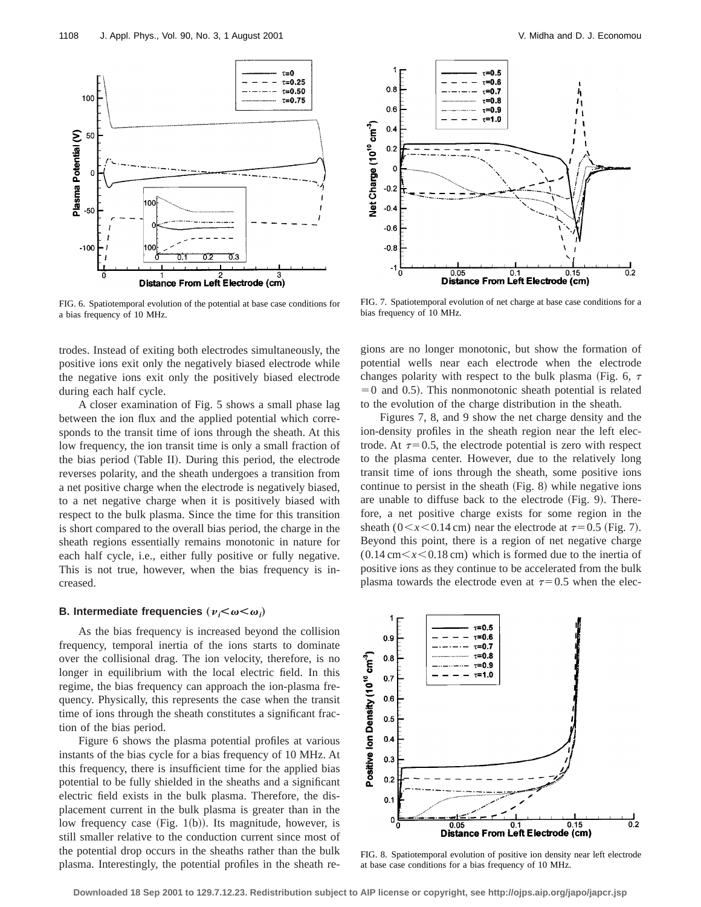FIG. 6. Spatiotemporal evolution of the potential at base case conditions for a bias frequency of 10 MHz.

FIG. 7. Spatiotemporal evolution of net charge at base case conditions for a bias frequency of 10 MHz.

trodes. Instead of exiting both electrodes simultaneously, the positive ions exit only the negatively biased electrode while the negative ions exit only the positively biased electrode during each half cycle.

A closer examination of Fig. 5 shows a small phase lag between the ion flux and the applied potential which corresponds to the transit time of ions through the sheath. At this low frequency, the ion transit time is only a small fraction of the bias period (Table II). During this period, the electrode reverses polarity, and the sheath undergoes a transition from a net positive charge when the electrode is negatively biased, to a net negative charge when it is positively biased with respect to the bulk plasma. Since the time for this transition is short compared to the overall bias period, the charge in the sheath regions essentially remains monotonic in nature for each half cycle, i.e., either fully positive or fully negative. This is not true, however, when the bias frequency is increased.

### B. Intermediate frequencies ($\nu_i < \omega < \omega_i$)

As the bias frequency is increased beyond the collision frequency, temporal inertia of the ions starts to dominate over the collisional drag. The ion velocity, therefore, is no longer in equilibrium with the local electric field. In this regime, the bias frequency can approach the ion-plasma frequency. Physically, this represents the case when the transit time of ions through the sheath constitutes a significant fraction of the bias period.

Figure 6 shows the plasma potential profiles at various instants of the bias cycle for a bias frequency of 10 MHz. At this frequency, there is insufficient time for the applied bias potential to be fully shielded in the sheaths and a significant electric field exists in the bulk plasma. Therefore, the displacement current in the bulk plasma is greater than in the low frequency case (Fig. 1(b)). Its magnitude, however, is still smaller relative to the conduction current since most of the potential drop occurs in the sheaths rather than the bulk plasma. Interestingly, the potential profiles in the sheath regions are no longer monotonic, but show the formation of potential wells near each electrode when the electrode changes polarity with respect to the bulk plasma (Fig. 6, $\tau = 0$ and 0.5). This nonmonotonic sheath potential is related to the evolution of the charge distribution in the sheath.

Figures 7, 8, and 9 show the net charge density and the ion-density profiles in the sheath region near the left electrode. At $\tau = 0.5$, the electrode potential is zero with respect to the plasma center. However, due to the relatively long transit time of ions through the sheath, some positive ions continue to persist in the sheath (Fig. 8) while negative ions are unable to diffuse back to the electrode (Fig. 9). Therefore, a net positive charge exists for some region in the sheath ($0 < x < 0.14$ cm) near the electrode at $\tau = 0.5$ (Fig. 7). Beyond this point, there is a region of net negative charge ($0.14$ cm$< x < 0.18$ cm) which is formed due to the inertia of positive ions as they continue to be accelerated from the bulk plasma towards the electrode even at $\tau = 0.5$ when the elec-

FIG. 8. Spatiotemporal evolution of positive ion density near left electrode at base case conditions for a bias frequency of 10 MHz.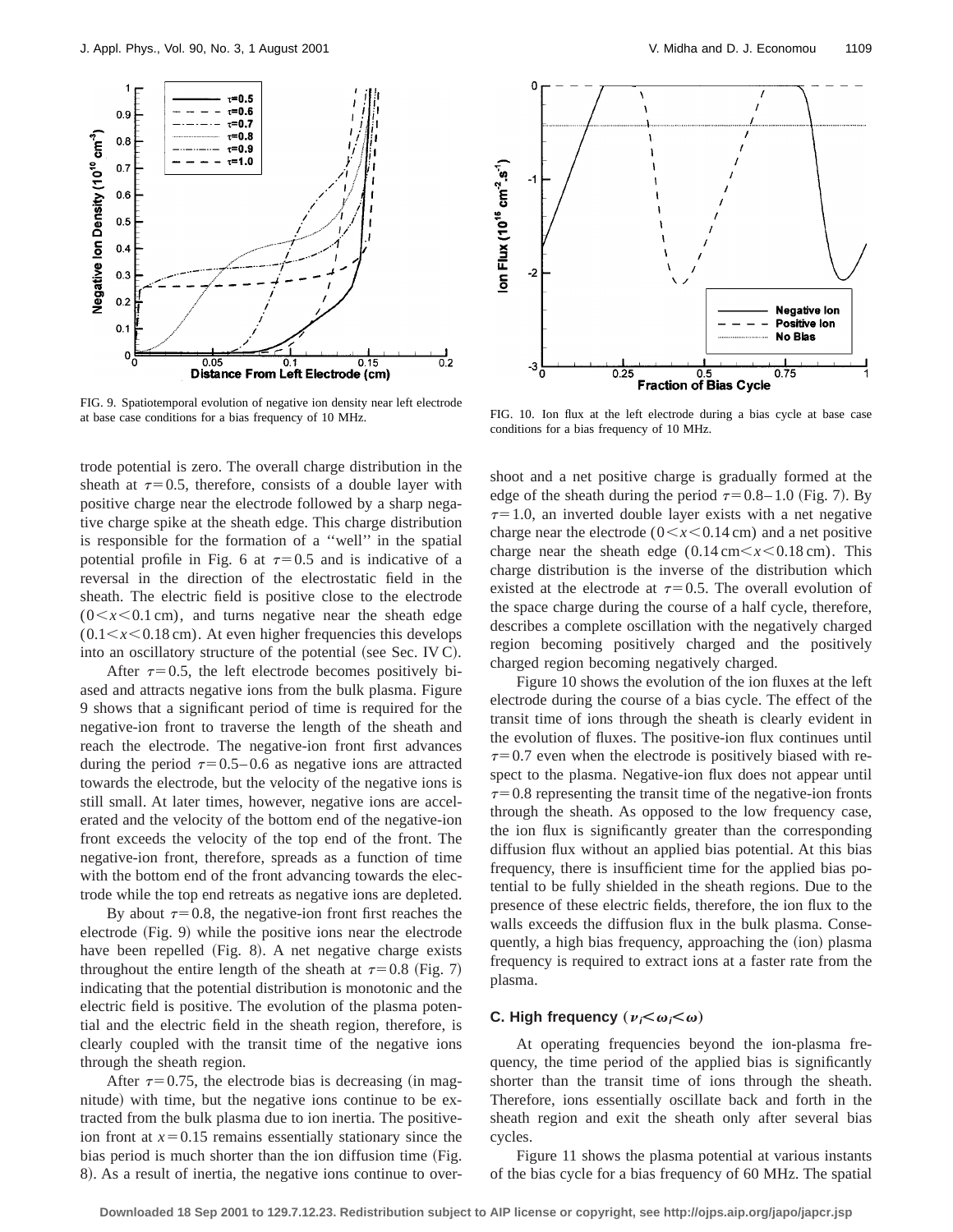FIG. 9. Spatiotemporal evolution of negative ion density near left electrode at base case conditions for a bias frequency of 10 MHz.

FIG. 10. Ion flux at the left electrode during a bias cycle at base case conditions for a bias frequency of 10 MHz.

trode potential is zero. The overall charge distribution in the sheath at $\tau=0.5$, therefore, consists of a double layer with positive charge near the electrode followed by a sharp negative charge spike at the sheath edge. This charge distribution is responsible for the formation of a ''well'' in the spatial potential profile in Fig. 6 at $\tau=0.5$ and is indicative of a reversal in the direction of the electrostatic field in the sheath. The electric field is positive close to the electrode $(0<x<0.1\,\text{cm})$, and turns negative near the sheath edge $(0.1<x<0.18\,\text{cm})$. At even higher frequencies this develops into an oscillatory structure of the potential (see Sec. IV C).

After $\tau=0.5$, the left electrode becomes positively biased and attracts negative ions from the bulk plasma. Figure 9 shows that a significant period of time is required for the negative-ion front to traverse the length of the sheath and reach the electrode. The negative-ion front first advances during the period $\tau=0.5$–$0.6$ as negative ions are attracted towards the electrode, but the velocity of the negative ions is still small. At later times, however, negative ions are accelerated and the velocity of the bottom end of the negative-ion front exceeds the velocity of the top end of the front. The negative-ion front, therefore, spreads as a function of time with the bottom end of the front advancing towards the electrode while the top end retreats as negative ions are depleted.

By about $\tau=0.8$, the negative-ion front first reaches the electrode (Fig. 9) while the positive ions near the electrode have been repelled (Fig. 8). A net negative charge exists throughout the entire length of the sheath at $\tau=0.8$ (Fig. 7) indicating that the potential distribution is monotonic and the electric field is positive. The evolution of the plasma potential and the electric field in the sheath region, therefore, is clearly coupled with the transit time of the negative ions through the sheath region.

After $\tau=0.75$, the electrode bias is decreasing (in magnitude) with time, but the negative ions continue to be extracted from the bulk plasma due to ion inertia. The positive-ion front at $x=0.15$ remains essentially stationary since the bias period is much shorter than the ion diffusion time (Fig. 8). As a result of inertia, the negative ions continue to overshoot and a net positive charge is gradually formed at the edge of the sheath during the period $\tau=0.8$–$1.0$ (Fig. 7). By $\tau=1.0$, an inverted double layer exists with a net negative charge near the electrode $(0<x<0.14\,\text{cm})$ and a net positive charge near the sheath edge $(0.14\,\text{cm}<x<0.18\,\text{cm})$. This charge distribution is the inverse of the distribution which existed at the electrode at $\tau=0.5$. The overall evolution of the space charge during the course of a half cycle, therefore, describes a complete oscillation with the negatively charged region becoming positively charged and the positively charged region becoming negatively charged.

Figure 10 shows the evolution of the ion fluxes at the left electrode during the course of a bias cycle. The effect of the transit time of ions through the sheath is clearly evident in the evolution of fluxes. The positive-ion flux continues until $\tau=0.7$ even when the electrode is positively biased with respect to the plasma. Negative-ion flux does not appear until $\tau=0.8$ representing the transit time of the negative-ion fronts through the sheath. As opposed to the low frequency case, the ion flux is significantly greater than the corresponding diffusion flux without an applied bias potential. At this bias frequency, there is insufficient time for the applied bias potential to be fully shielded in the sheath regions. Due to the presence of these electric fields, therefore, the ion flux to the walls exceeds the diffusion flux in the bulk plasma. Consequently, a high bias frequency, approaching the (ion) plasma frequency is required to extract ions at a faster rate from the plasma.

### C. High frequency $(\nu_i<\omega_i<\omega)$

At operating frequencies beyond the ion-plasma frequency, the time period of the applied bias is significantly shorter than the transit time of ions through the sheath. Therefore, ions essentially oscillate back and forth in the sheath region and exit the sheath only after several bias cycles.

Figure 11 shows the plasma potential at various instants of the bias cycle for a bias frequency of 60 MHz. The spatial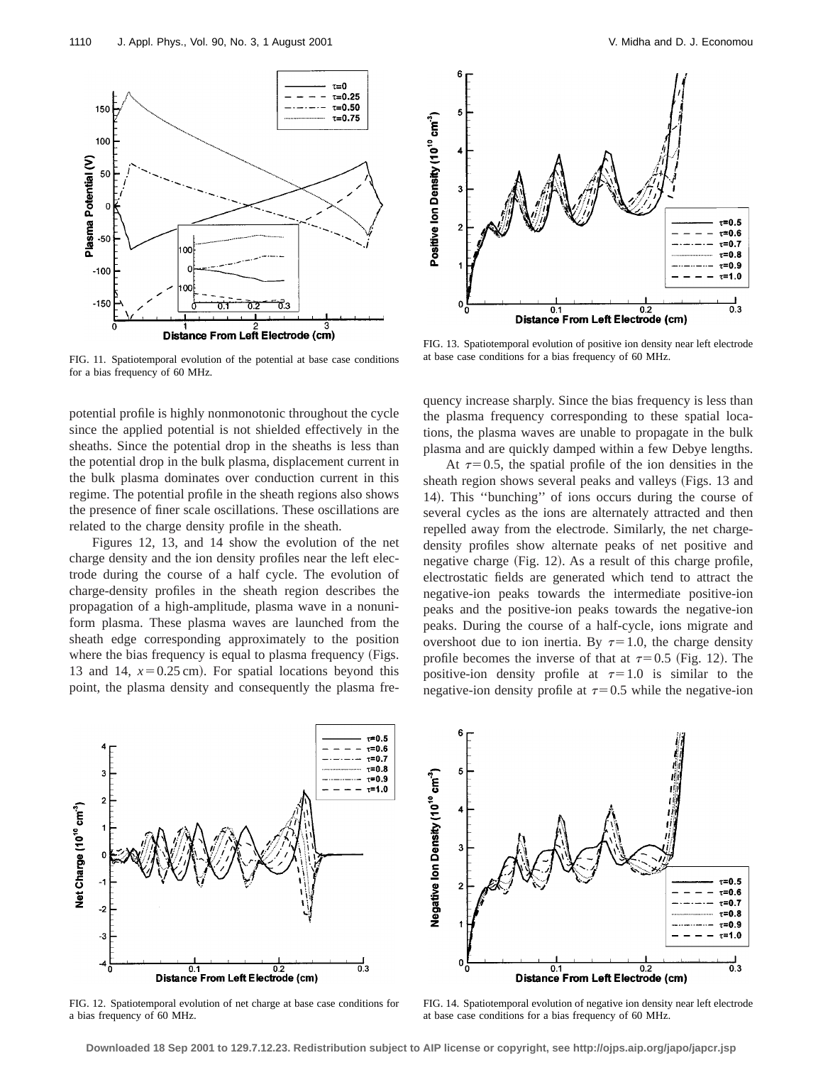FIG. 11. Spatiotemporal evolution of the potential at base case conditions for a bias frequency of 60 MHz.

FIG. 13. Spatiotemporal evolution of positive ion density near left electrode at base case conditions for a bias frequency of 60 MHz.

potential profile is highly nonmonotonic throughout the cycle since the applied potential is not shielded effectively in the sheaths. Since the potential drop in the sheaths is less than the potential drop in the bulk plasma, displacement current in the bulk plasma dominates over conduction current in this regime. The potential profile in the sheath regions also shows the presence of finer scale oscillations. These oscillations are related to the charge density profile in the sheath.

Figures 12, 13, and 14 show the evolution of the net charge density and the ion density profiles near the left electrode during the course of a half cycle. The evolution of charge-density profiles in the sheath region describes the propagation of a high-amplitude, plasma wave in a nonuniform plasma. These plasma waves are launched from the sheath edge corresponding approximately to the position where the bias frequency is equal to plasma frequency (Figs. 13 and 14, $x = 0.25\,\text{cm}$). For spatial locations beyond this point, the plasma density and consequently the plasma frequency increase sharply. Since the bias frequency is less than the plasma frequency corresponding to these spatial locations, the plasma waves are unable to propagate in the bulk plasma and are quickly damped within a few Debye lengths.

At $\tau = 0.5$, the spatial profile of the ion densities in the sheath region shows several peaks and valleys (Figs. 13 and 14). This ''bunching'' of ions occurs during the course of several cycles as the ions are alternately attracted and then repelled away from the electrode. Similarly, the net charge-density profiles show alternate peaks of net positive and negative charge (Fig. 12). As a result of this charge profile, electrostatic fields are generated which tend to attract the negative-ion peaks towards the intermediate positive-ion peaks and the positive-ion peaks towards the negative-ion peaks. During the course of a half-cycle, ions migrate and overshoot due to ion inertia. By $\tau = 1.0$, the charge density profile becomes the inverse of that at $\tau = 0.5$ (Fig. 12). The positive-ion density profile at $\tau = 1.0$ is similar to the negative-ion density profile at $\tau = 0.5$ while the negative-ion

FIG. 12. Spatiotemporal evolution of net charge at base case conditions for a bias frequency of 60 MHz.

FIG. 14. Spatiotemporal evolution of negative ion density near left electrode at base case conditions for a bias frequency of 60 MHz.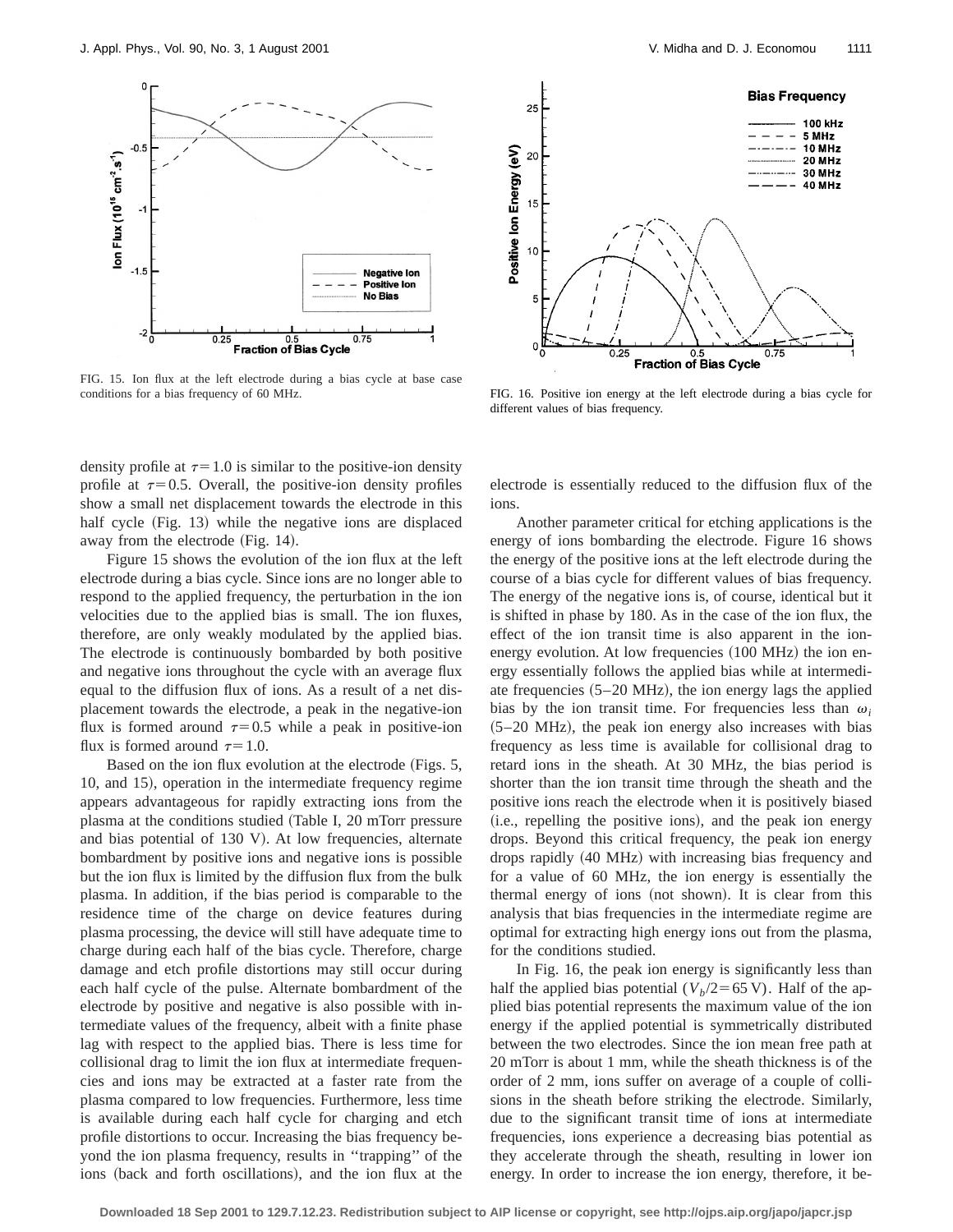FIG. 15. Ion flux at the left electrode during a bias cycle at base case conditions for a bias frequency of 60 MHz.

FIG. 16. Positive ion energy at the left electrode during a bias cycle for different values of bias frequency.

density profile at $\tau = 1.0$ is similar to the positive-ion density profile at $\tau = 0.5$. Overall, the positive-ion density profiles show a small net displacement towards the electrode in this half cycle (Fig. 13) while the negative ions are displaced away from the electrode (Fig. 14).

Figure 15 shows the evolution of the ion flux at the left electrode during a bias cycle. Since ions are no longer able to respond to the applied frequency, the perturbation in the ion velocities due to the applied bias is small. The ion fluxes, therefore, are only weakly modulated by the applied bias. The electrode is continuously bombarded by both positive and negative ions throughout the cycle with an average flux equal to the diffusion flux of ions. As a result of a net displacement towards the electrode, a peak in the negative-ion flux is formed around $\tau = 0.5$ while a peak in positive-ion flux is formed around $\tau = 1.0$.

Based on the ion flux evolution at the electrode (Figs. 5, 10, and 15), operation in the intermediate frequency regime appears advantageous for rapidly extracting ions from the plasma at the conditions studied (Table I, 20 mTorr pressure and bias potential of 130 V). At low frequencies, alternate bombardment by positive ions and negative ions is possible but the ion flux is limited by the diffusion flux from the bulk plasma. In addition, if the bias period is comparable to the residence time of the charge on device features during plasma processing, the device will still have adequate time to charge during each half of the bias cycle. Therefore, charge damage and etch profile distortions may still occur during each half cycle of the pulse. Alternate bombardment of the electrode by positive and negative is also possible with intermediate values of the frequency, albeit with a finite phase lag with respect to the applied bias. There is less time for collisional drag to limit the ion flux at intermediate frequencies and ions may be extracted at a faster rate from the plasma compared to low frequencies. Furthermore, less time is available during each half cycle for charging and etch profile distortions to occur. Increasing the bias frequency beyond the ion plasma frequency, results in "trapping" of the ions (back and forth oscillations), and the ion flux at the electrode is essentially reduced to the diffusion flux of the ions.

Another parameter critical for etching applications is the energy of ions bombarding the electrode. Figure 16 shows the energy of the positive ions at the left electrode during the course of a bias cycle for different values of bias frequency. The energy of the negative ions is, of course, identical but it is shifted in phase by 180. As in the case of the ion flux, the effect of the ion transit time is also apparent in the ion-energy evolution. At low frequencies (100 MHz) the ion energy essentially follows the applied bias while at intermediate frequencies (5–20 MHz), the ion energy lags the applied bias by the ion transit time. For frequencies less than $\omega_i$ (5–20 MHz), the peak ion energy also increases with bias frequency as less time is available for collisional drag to retard ions in the sheath. At 30 MHz, the bias period is shorter than the ion transit time through the sheath and the positive ions reach the electrode when it is positively biased (i.e., repelling the positive ions), and the peak ion energy drops. Beyond this critical frequency, the peak ion energy drops rapidly (40 MHz) with increasing bias frequency and for a value of 60 MHz, the ion energy is essentially the thermal energy of ions (not shown). It is clear from this analysis that bias frequencies in the intermediate regime are optimal for extracting high energy ions out from the plasma, for the conditions studied.

In Fig. 16, the peak ion energy is significantly less than half the applied bias potential ($V_b/2 = 65$ V). Half of the applied bias potential represents the maximum value of the ion energy if the applied potential is symmetrically distributed between the two electrodes. Since the ion mean free path at 20 mTorr is about 1 mm, while the sheath thickness is of the order of 2 mm, ions suffer on average of a couple of collisions in the sheath before striking the electrode. Similarly, due to the significant transit time of ions at intermediate frequencies, ions experience a decreasing bias potential as they accelerate through the sheath, resulting in lower ion energy. In order to increase the ion energy, therefore, it be-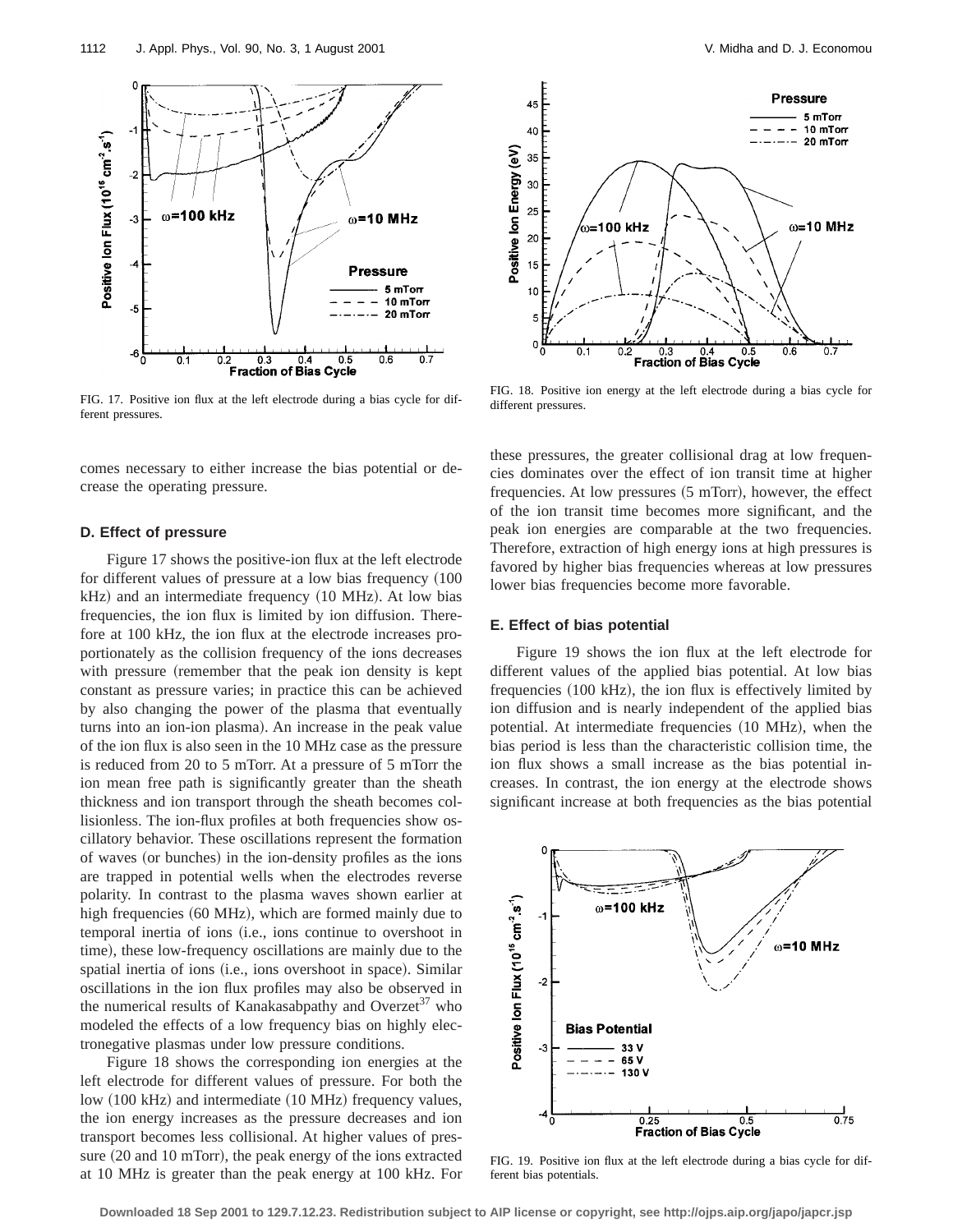FIG. 17. Positive ion flux at the left electrode during a bias cycle for different pressures.

FIG. 18. Positive ion energy at the left electrode during a bias cycle for different pressures.

comes necessary to either increase the bias potential or decrease the operating pressure.

### D. Effect of pressure

Figure 17 shows the positive-ion flux at the left electrode for different values of pressure at a low bias frequency (100 kHz) and an intermediate frequency (10 MHz). At low bias frequencies, the ion flux is limited by ion diffusion. Therefore at 100 kHz, the ion flux at the electrode increases proportionately as the collision frequency of the ions decreases with pressure (remember that the peak ion density is kept constant as pressure varies; in practice this can be achieved by also changing the power of the plasma that eventually turns into an ion-ion plasma). An increase in the peak value of the ion flux is also seen in the 10 MHz case as the pressure is reduced from 20 to 5 mTorr. At a pressure of 5 mTorr the ion mean free path is significantly greater than the sheath thickness and ion transport through the sheath becomes collisionless. The ion-flux profiles at both frequencies show oscillatory behavior. These oscillations represent the formation of waves (or bunches) in the ion-density profiles as the ions are trapped in potential wells when the electrodes reverse polarity. In contrast to the plasma waves shown earlier at high frequencies (60 MHz), which are formed mainly due to temporal inertia of ions (i.e., ions continue to overshoot in time), these low-frequency oscillations are mainly due to the spatial inertia of ions (i.e., ions overshoot in space). Similar oscillations in the ion flux profiles may also be observed in the numerical results of Kanakasabpathy and Overzet[37] who modeled the effects of a low frequency bias on highly electronegative plasmas under low pressure conditions.

Figure 18 shows the corresponding ion energies at the left electrode for different values of pressure. For both the low (100 kHz) and intermediate (10 MHz) frequency values, the ion energy increases as the pressure decreases and ion transport becomes less collisional. At higher values of pressure (20 and 10 mTorr), the peak energy of the ions extracted at 10 MHz is greater than the peak energy at 100 kHz. For these pressures, the greater collisional drag at low frequencies dominates over the effect of ion transit time at higher frequencies. At low pressures (5 mTorr), however, the effect of the ion transit time becomes more significant, and the peak ion energies are comparable at the two frequencies. Therefore, extraction of high energy ions at high pressures is favored by higher bias frequencies whereas at low pressures lower bias frequencies become more favorable.

### E. Effect of bias potential

Figure 19 shows the ion flux at the left electrode for different values of the applied bias potential. At low bias frequencies (100 kHz), the ion flux is effectively limited by ion diffusion and is nearly independent of the applied bias potential. At intermediate frequencies (10 MHz), when the bias period is less than the characteristic collision time, the ion flux shows a small increase as the bias potential increases. In contrast, the ion energy at the electrode shows significant increase at both frequencies as the bias potential

FIG. 19. Positive ion flux at the left electrode during a bias cycle for different bias potentials.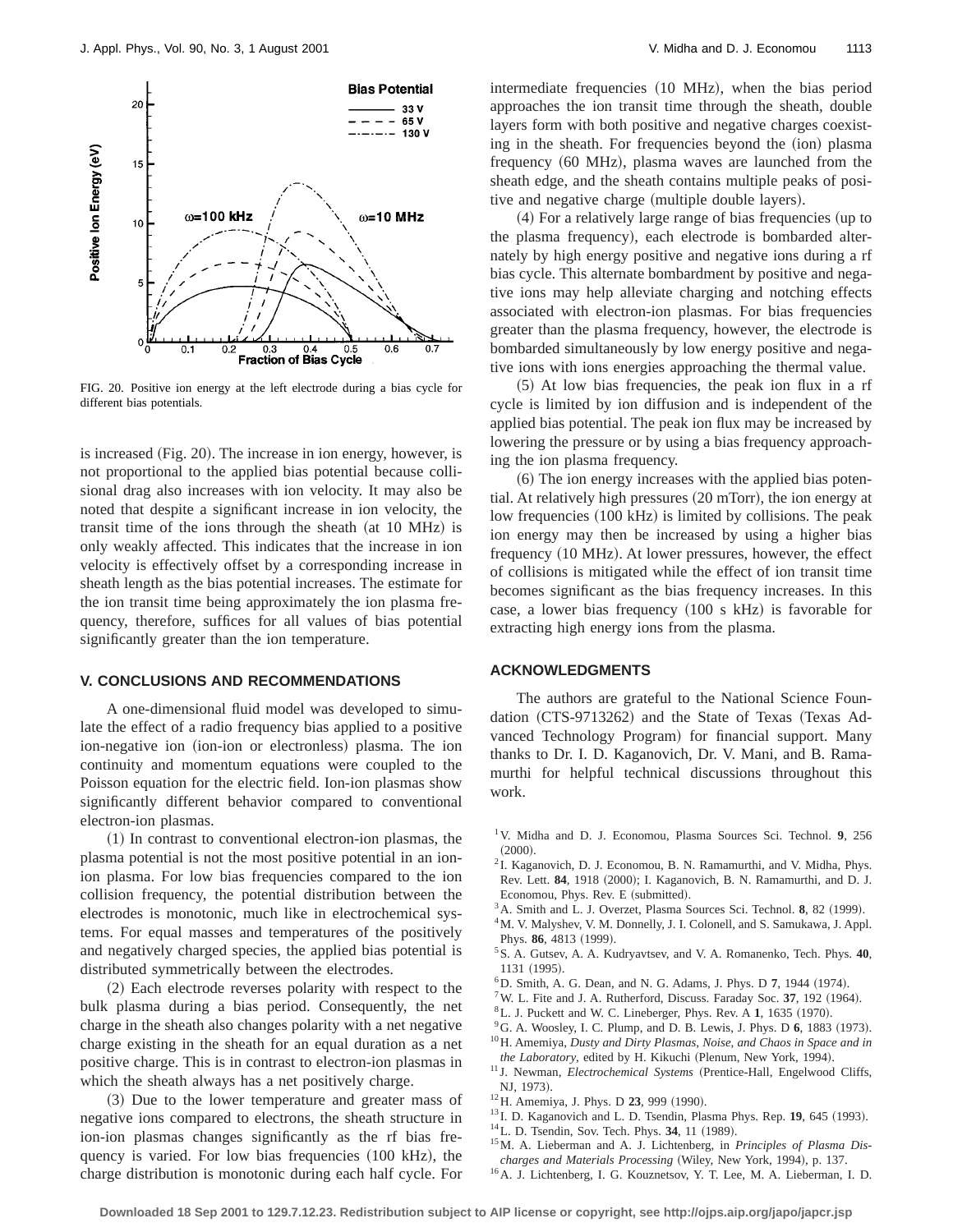FIG. 20. Positive ion energy at the left electrode during a bias cycle for different bias potentials.

is increased (Fig. 20). The increase in ion energy, however, is not proportional to the applied bias potential because collisional drag also increases with ion velocity. It may also be noted that despite a significant increase in ion velocity, the transit time of the ions through the sheath (at 10 MHz) is only weakly affected. This indicates that the increase in ion velocity is effectively offset by a corresponding increase in sheath length as the bias potential increases. The estimate for the ion transit time being approximately the ion plasma frequency, therefore, suffices for all values of bias potential significantly greater than the ion temperature.

## V. CONCLUSIONS AND RECOMMENDATIONS

A one-dimensional fluid model was developed to simulate the effect of a radio frequency bias applied to a positive ion-negative ion (ion-ion or electronless) plasma. The ion continuity and momentum equations were coupled to the Poisson equation for the electric field. Ion-ion plasmas show significantly different behavior compared to conventional electron-ion plasmas.

(1) In contrast to conventional electron-ion plasmas, the plasma potential is not the most positive potential in an ion-ion plasma. For low bias frequencies compared to the ion collision frequency, the potential distribution between the electrodes is monotonic, much like in electrochemical systems. For equal masses and temperatures of the positively and negatively charged species, the applied bias potential is distributed symmetrically between the electrodes.

(2) Each electrode reverses polarity with respect to the bulk plasma during a bias period. Consequently, the net charge in the sheath also changes polarity with a net negative charge existing in the sheath for an equal duration as a net positive charge. This is in contrast to electron-ion plasmas in which the sheath always has a net positively charge.

(3) Due to the lower temperature and greater mass of negative ions compared to electrons, the sheath structure in ion-ion plasmas changes significantly as the rf bias frequency is varied. For low bias frequencies (100 kHz), the charge distribution is monotonic during each half cycle. For intermediate frequencies (10 MHz), when the bias period approaches the ion transit time through the sheath, double layers form with both positive and negative charges coexisting in the sheath. For frequencies beyond the (ion) plasma frequency (60 MHz), plasma waves are launched from the sheath edge, and the sheath contains multiple peaks of positive and negative charge (multiple double layers).

(4) For a relatively large range of bias frequencies (up to the plasma frequency), each electrode is bombarded alternately by high energy positive and negative ions during a rf bias cycle. This alternate bombardment by positive and negative ions may help alleviate charging and notching effects associated with electron-ion plasmas. For bias frequencies greater than the plasma frequency, however, the electrode is bombarded simultaneously by low energy positive and negative ions with ions energies approaching the thermal value.

(5) At low bias frequencies, the peak ion flux in a rf cycle is limited by ion diffusion and is independent of the applied bias potential. The peak ion flux may be increased by lowering the pressure or by using a bias frequency approaching the ion plasma frequency.

(6) The ion energy increases with the applied bias potential. At relatively high pressures (20 mTorr), the ion energy at low frequencies (100 kHz) is limited by collisions. The peak ion energy may then be increased by using a higher bias frequency (10 MHz). At lower pressures, however, the effect of collisions is mitigated while the effect of ion transit time becomes significant as the bias frequency increases. In this case, a lower bias frequency (100 s kHz) is favorable for extracting high energy ions from the plasma.

## ACKNOWLEDGMENTS

The authors are grateful to the National Science Foundation (CTS-9713262) and the State of Texas (Texas Advanced Technology Program) for financial support. Many thanks to Dr. I. D. Kaganovich, Dr. V. Mani, and B. Ramamurthi for helpful technical discussions throughout this work.

[1] V. Midha and D. J. Economou, Plasma Sources Sci. Technol. **9**, 256 (2000).
[2] I. Kaganovich, D. J. Economou, B. N. Ramamurthi, and V. Midha, Phys. Rev. Lett. **84**, 1918 (2000); I. Kaganovich, B. N. Ramamurthi, and D. J. Economou, Phys. Rev. E (submitted).
[3] A. Smith and L. J. Overzet, Plasma Sources Sci. Technol. **8**, 82 (1999).
[4] M. V. Malyshev, V. M. Donnelly, J. I. Colonell, and S. Samukawa, J. Appl. Phys. **86**, 4813 (1999).
[5] S. A. Gutsev, A. A. Kudryavtsev, and V. A. Romanenko, Tech. Phys. **40**, 1131 (1995).
[6] D. Smith, A. G. Dean, and N. G. Adams, J. Phys. D **7**, 1944 (1974).
[7] W. L. Fite and J. A. Rutherford, Discuss. Faraday Soc. **37**, 192 (1964).
[8] L. J. Puckett and W. C. Lineberger, Phys. Rev. A **1**, 1635 (1970).
[9] G. A. Woosley, I. C. Plump, and D. B. Lewis, J. Phys. D **6**, 1883 (1973).
[10] H. Amemiya, *Dusty and Dirty Plasmas, Noise, and Chaos in Space and in the Laboratory*, edited by H. Kikuchi (Plenum, New York, 1994).
[11] J. Newman, *Electrochemical Systems* (Prentice-Hall, Engelwood Cliffs, NJ, 1973).
[12] H. Amemiya, J. Phys. D **23**, 999 (1990).
[13] I. D. Kaganovich and L. D. Tsendin, Plasma Phys. Rep. **19**, 645 (1993).
[14] L. D. Tsendin, Sov. Tech. Phys. **34**, 11 (1989).
[15] M. A. Lieberman and A. J. Lichtenberg, in *Principles of Plasma Discharges and Materials Processing* (Wiley, New York, 1994), p. 137.
[16] A. J. Lichtenberg, I. G. Kouznetsov, Y. T. Lee, M. A. Lieberman, I. D.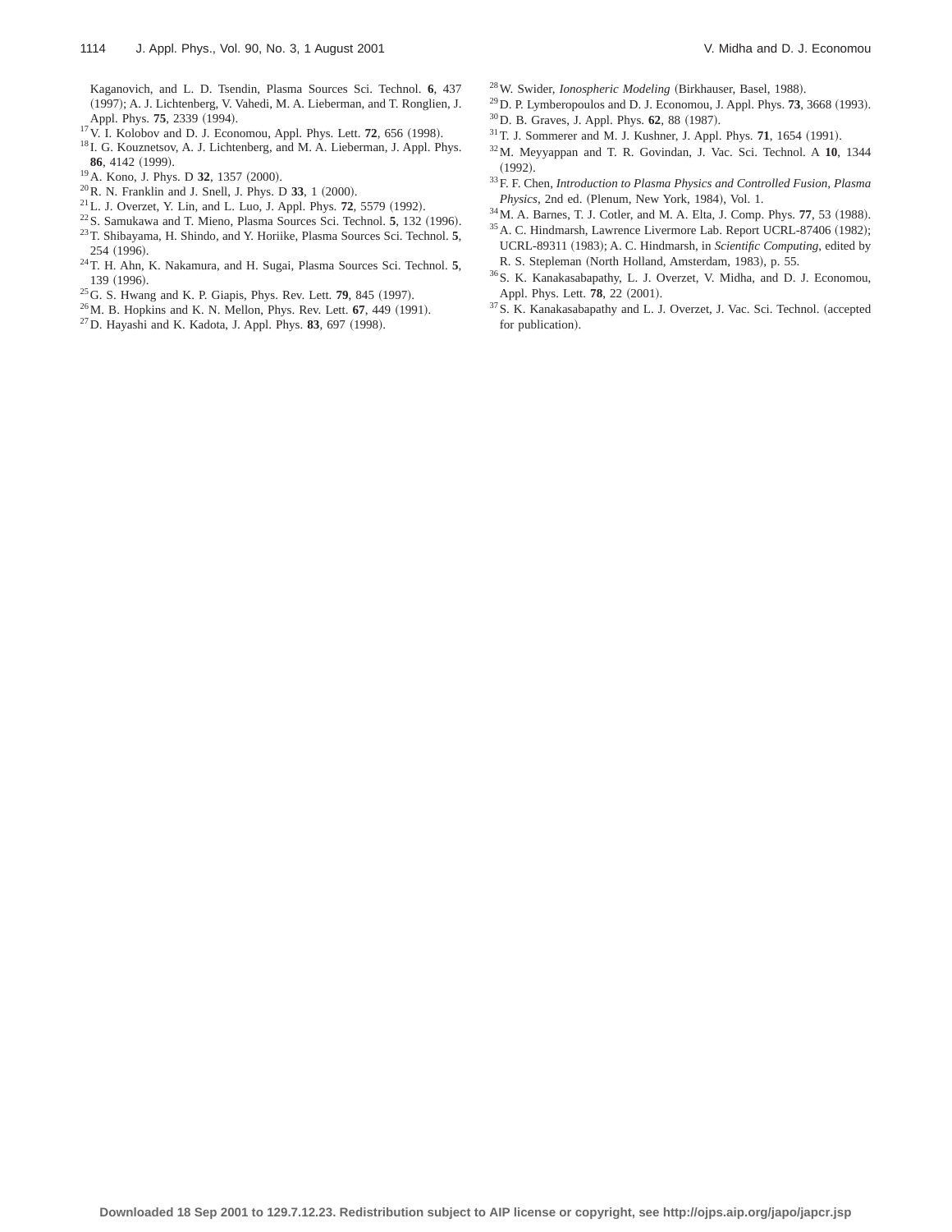Kaganovich, and L. D. Tsendin, Plasma Sources Sci. Technol. **6**, 437 (1997); A. J. Lichtenberg, V. Vahedi, M. A. Lieberman, and T. Ronglien, J. Appl. Phys. **75**, 2339 (1994).

[17] V. I. Kolobov and D. J. Economou, Appl. Phys. Lett. **72**, 656 (1998).

[18] I. G. Kouznetsov, A. J. Lichtenberg, and M. A. Lieberman, J. Appl. Phys. **86**, 4142 (1999).

[19] A. Kono, J. Phys. D **32**, 1357 (2000).

[20] R. N. Franklin and J. Snell, J. Phys. D **33**, 1 (2000).

[21] L. J. Overzet, Y. Lin, and L. Luo, J. Appl. Phys. **72**, 5579 (1992).

[22] S. Samukawa and T. Mieno, Plasma Sources Sci. Technol. **5**, 132 (1996).

[23] T. Shibayama, H. Shindo, and Y. Horiike, Plasma Sources Sci. Technol. **5**, 254 (1996).

[24] T. H. Ahn, K. Nakamura, and H. Sugai, Plasma Sources Sci. Technol. **5**, 139 (1996).

[25] G. S. Hwang and K. P. Giapis, Phys. Rev. Lett. **79**, 845 (1997).

[26] M. B. Hopkins and K. N. Mellon, Phys. Rev. Lett. **67**, 449 (1991).

[27] D. Hayashi and K. Kadota, J. Appl. Phys. **83**, 697 (1998).

[28] W. Swider, *Ionospheric Modeling* (Birkhauser, Basel, 1988).

[29] D. P. Lymberopoulos and D. J. Economou, J. Appl. Phys. **73**, 3668 (1993).

[30] D. B. Graves, J. Appl. Phys. **62**, 88 (1987).

[31] T. J. Sommerer and M. J. Kushner, J. Appl. Phys. **71**, 1654 (1991).

[32] M. Meyyappan and T. R. Govindan, J. Vac. Sci. Technol. A **10**, 1344 (1992).

[33] F. F. Chen, *Introduction to Plasma Physics and Controlled Fusion, Plasma Physics*, 2nd ed. (Plenum, New York, 1984), Vol. 1.

[34] M. A. Barnes, T. J. Cotler, and M. A. Elta, J. Comp. Phys. **77**, 53 (1988).

[35] A. C. Hindmarsh, Lawrence Livermore Lab. Report UCRL-87406 (1982); UCRL-89311 (1983); A. C. Hindmarsh, in *Scientific Computing*, edited by R. S. Stepleman (North Holland, Amsterdam, 1983), p. 55.

[36] S. K. Kanakasabapathy, L. J. Overzet, V. Midha, and D. J. Economou, Appl. Phys. Lett. **78**, 22 (2001).

[37] S. K. Kanakasabapathy and L. J. Overzet, J. Vac. Sci. Technol. (accepted for publication).